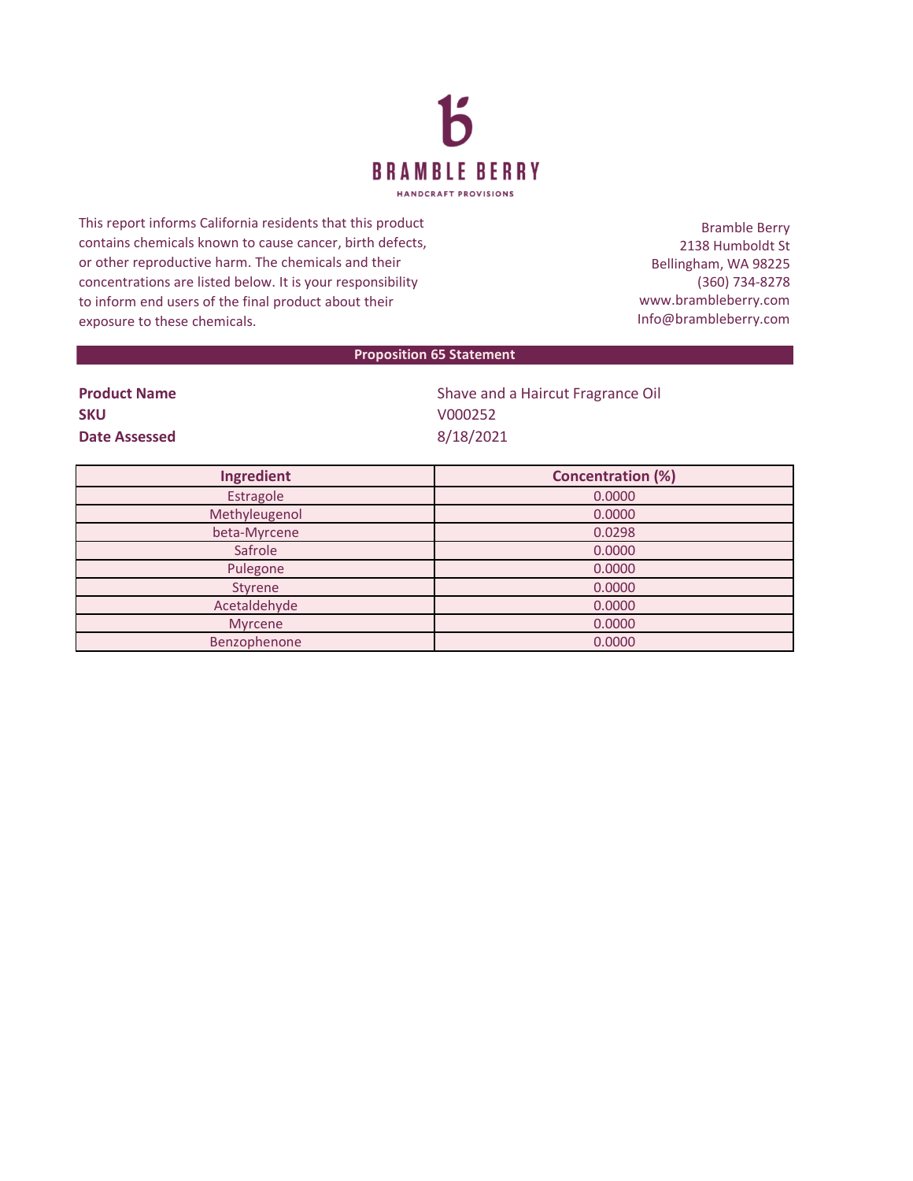# BRAMBLE BERRY

HANDCRAFT PROVISIONS

This report informs California residents that this product contains chemicals known to cause cancer, birth defects, or other reproductive harm. The chemicals and their concentrations are listed below. It is your responsibility to inform end users of the final product about their exposure to these chemicals.

Bramble Berry
2138 Humboldt St
Bellingham, WA 98225
(360) 734-8278
www.brambleberry.com
Info@brambleberry.com

## Proposition 65 Statement

**Product Name** Shave and a Haircut Fragrance Oil
**SKU** V000252
**Date Assessed** 8/18/2021

| Ingredient | Concentration (%) |
|---|---|
| Estragole | 0.0000 |
| Methyleugenol | 0.0000 |
| beta-Myrcene | 0.0298 |
| Safrole | 0.0000 |
| Pulegone | 0.0000 |
| Styrene | 0.0000 |
| Acetaldehyde | 0.0000 |
| Myrcene | 0.0000 |
| Benzophenone | 0.0000 |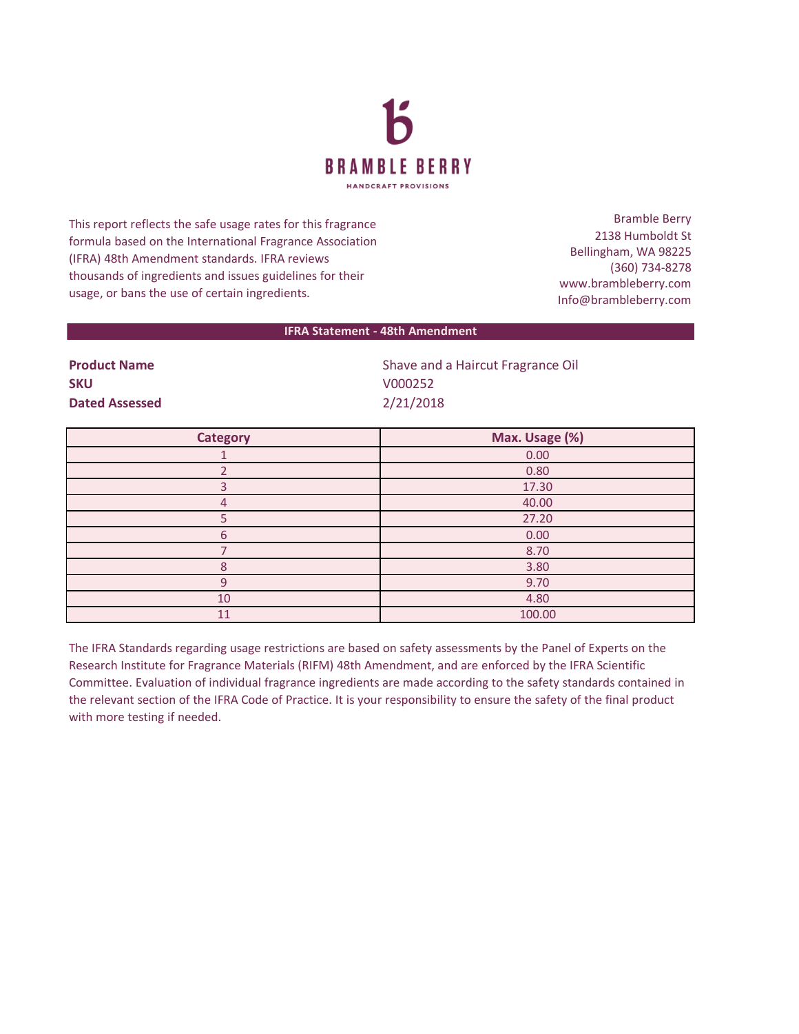**BRAMBLE BERRY**

HANDCRAFT PROVISIONS

This report reflects the safe usage rates for this fragrance formula based on the International Fragrance Association (IFRA) 48th Amendment standards. IFRA reviews thousands of ingredients and issues guidelines for their usage, or bans the use of certain ingredients.

Bramble Berry
2138 Humboldt St
Bellingham, WA 98225
(360) 734-8278
www.brambleberry.com
Info@brambleberry.com

## IFRA Statement - 48th Amendment

| | |
|---|---|
| **Product Name** | Shave and a Haircut Fragrance Oil |
| **SKU** | V000252 |
| **Dated Assessed** | 2/21/2018 |

| Category | Max. Usage (%) |
|---|---|
| 1 | 0.00 |
| 2 | 0.80 |
| 3 | 17.30 |
| 4 | 40.00 |
| 5 | 27.20 |
| 6 | 0.00 |
| 7 | 8.70 |
| 8 | 3.80 |
| 9 | 9.70 |
| 10 | 4.80 |
| 11 | 100.00 |

The IFRA Standards regarding usage restrictions are based on safety assessments by the Panel of Experts on the Research Institute for Fragrance Materials (RIFM) 48th Amendment, and are enforced by the IFRA Scientific Committee. Evaluation of individual fragrance ingredients are made according to the safety standards contained in the relevant section of the IFRA Code of Practice. It is your responsibility to ensure the safety of the final product with more testing if needed.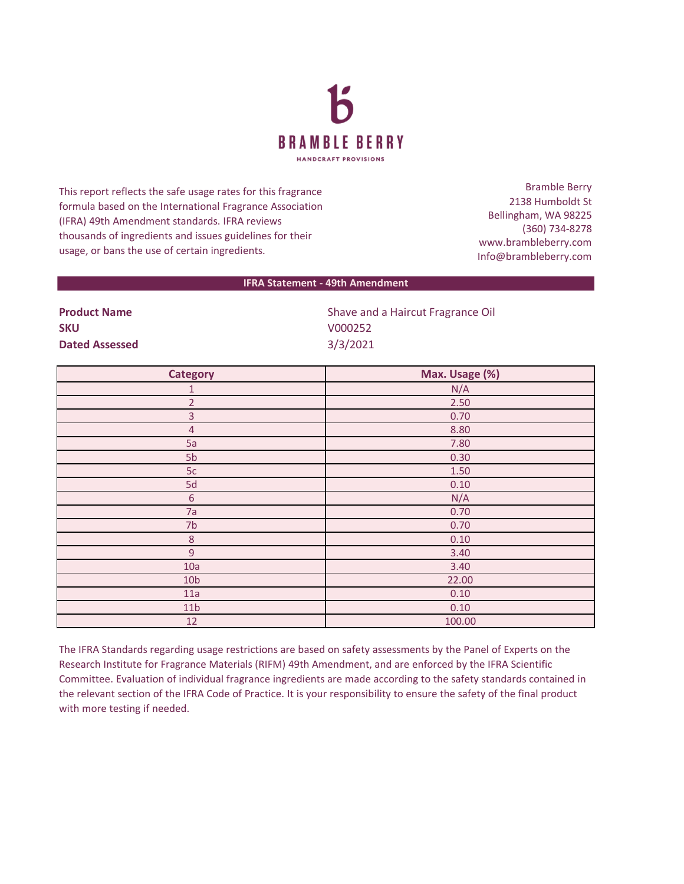# BRAMBLE BERRY

HANDCRAFT PROVISIONS

This report reflects the safe usage rates for this fragrance formula based on the International Fragrance Association (IFRA) 49th Amendment standards. IFRA reviews thousands of ingredients and issues guidelines for their usage, or bans the use of certain ingredients.

Bramble Berry
2138 Humboldt St
Bellingham, WA 98225
(360) 734-8278
www.brambleberry.com
Info@brambleberry.com

## IFRA Statement - 49th Amendment

**Product Name** Shave and a Haircut Fragrance Oil
**SKU** V000252
**Dated Assessed** 3/3/2021

| Category | Max. Usage (%) |
|---|---|
| 1 | N/A |
| 2 | 2.50 |
| 3 | 0.70 |
| 4 | 8.80 |
| 5a | 7.80 |
| 5b | 0.30 |
| 5c | 1.50 |
| 5d | 0.10 |
| 6 | N/A |
| 7a | 0.70 |
| 7b | 0.70 |
| 8 | 0.10 |
| 9 | 3.40 |
| 10a | 3.40 |
| 10b | 22.00 |
| 11a | 0.10 |
| 11b | 0.10 |
| 12 | 100.00 |

The IFRA Standards regarding usage restrictions are based on safety assessments by the Panel of Experts on the Research Institute for Fragrance Materials (RIFM) 49th Amendment, and are enforced by the IFRA Scientific Committee. Evaluation of individual fragrance ingredients are made according to the safety standards contained in the relevant section of the IFRA Code of Practice. It is your responsibility to ensure the safety of the final product with more testing if needed.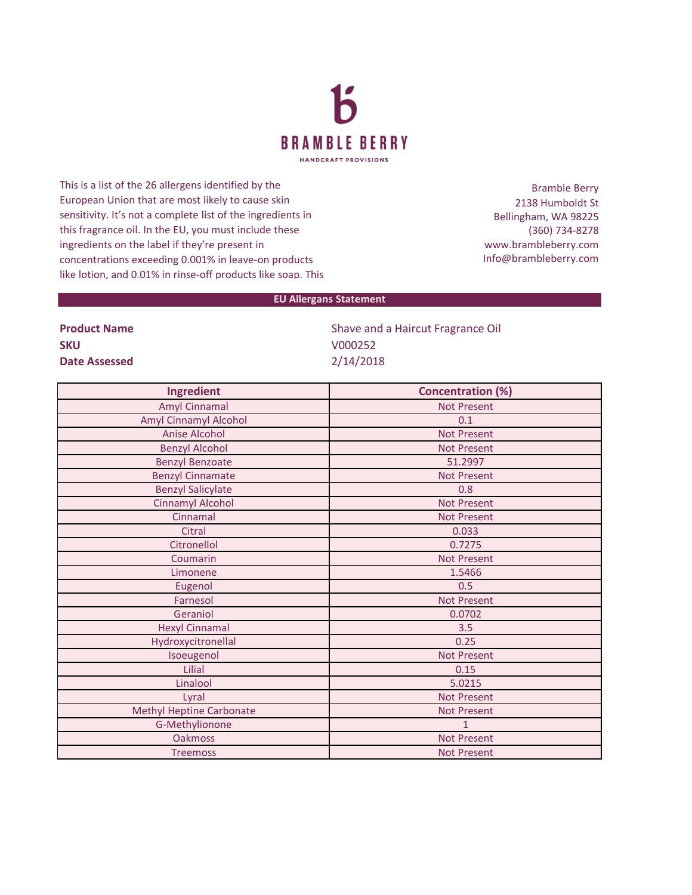BRAMBLE BERRY

HANDCRAFT PROVISIONS

This is a list of the 26 allergens identified by the European Union that are most likely to cause skin sensitivity. It's not a complete list of the ingredients in this fragrance oil. In the EU, you must include these ingredients on the label if they're present in concentrations exceeding 0.001% in leave-on products like lotion, and 0.01% in rinse-off products like soap. This

Bramble Berry
2138 Humboldt St
Bellingham, WA 98225
(360) 734-8278
www.brambleberry.com
Info@brambleberry.com

## EU Allergans Statement

**Product Name** Shave and a Haircut Fragrance Oil
**SKU** V000252
**Date Assessed** 2/14/2018

| Ingredient | Concentration (%) |
|---|---|
| Amyl Cinnamal | Not Present |
| Amyl Cinnamyl Alcohol | 0.1 |
| Anise Alcohol | Not Present |
| Benzyl Alcohol | Not Present |
| Benzyl Benzoate | 51.2997 |
| Benzyl Cinnamate | Not Present |
| Benzyl Salicylate | 0.8 |
| Cinnamyl Alcohol | Not Present |
| Cinnamal | Not Present |
| Citral | 0.033 |
| Citronellol | 0.7275 |
| Coumarin | Not Present |
| Limonene | 1.5466 |
| Eugenol | 0.5 |
| Farnesol | Not Present |
| Geraniol | 0.0702 |
| Hexyl Cinnamal | 3.5 |
| Hydroxycitronellal | 0.25 |
| Isoeugenol | Not Present |
| Lilial | 0.15 |
| Linalool | 5.0215 |
| Lyral | Not Present |
| Methyl Heptine Carbonate | Not Present |
| G-Methylionone | 1 |
| Oakmoss | Not Present |
| Treemoss | Not Present |